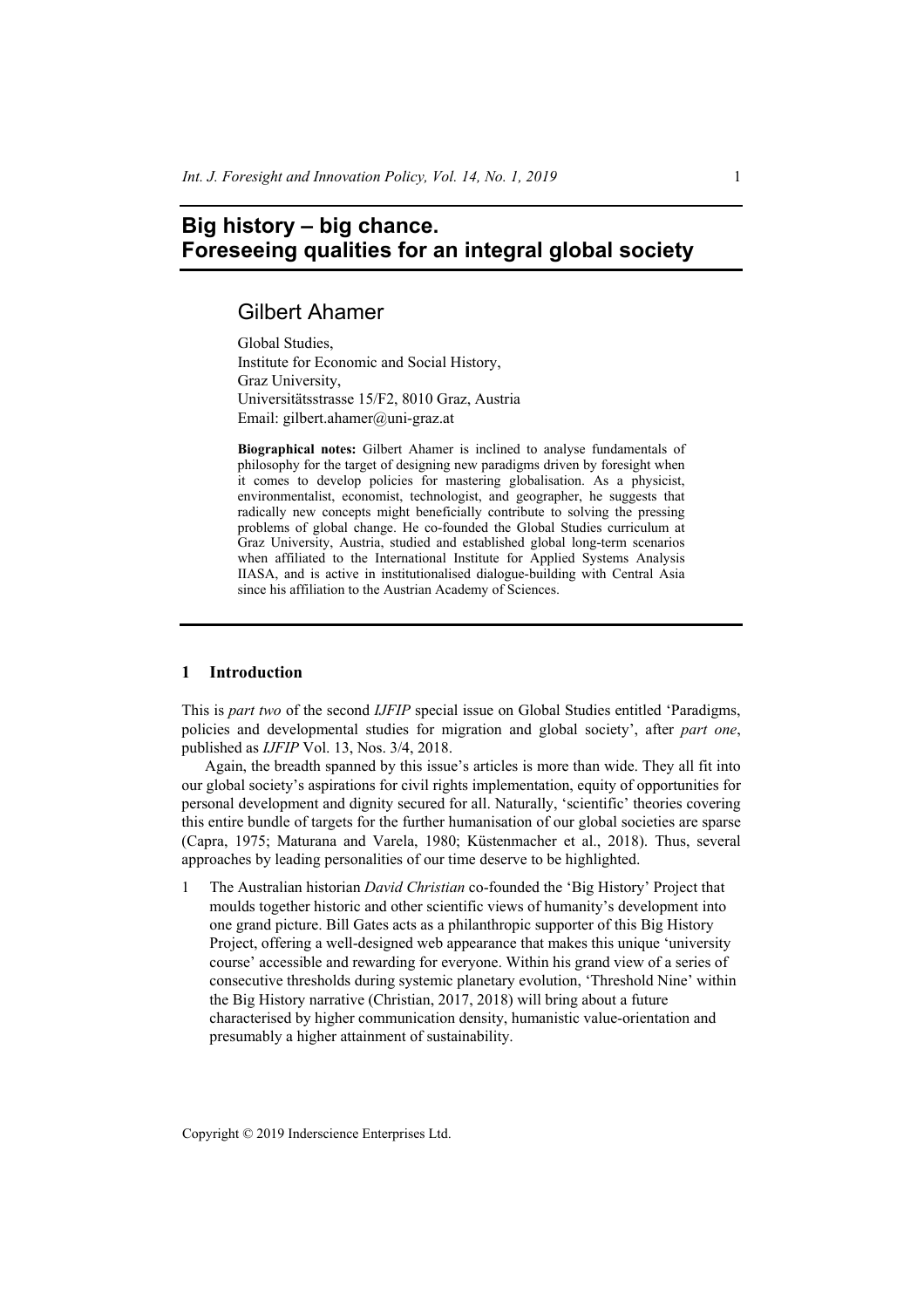# Big history – big chance. Foreseeing qualities for an integral global society

## Gilbert Ahamer

Global Studies,
Institute for Economic and Social History,
Graz University,
Universitätsstrasse 15/F2, 8010 Graz, Austria
Email: gilbert.ahamer@uni-graz.at

**Biographical notes:** Gilbert Ahamer is inclined to analyse fundamentals of philosophy for the target of designing new paradigms driven by foresight when it comes to develop policies for mastering globalisation. As a physicist, environmentalist, economist, technologist, and geographer, he suggests that radically new concepts might beneficially contribute to solving the pressing problems of global change. He co-founded the Global Studies curriculum at Graz University, Austria, studied and established global long-term scenarios when affiliated to the International Institute for Applied Systems Analysis IIASA, and is active in institutionalised dialogue-building with Central Asia since his affiliation to the Austrian Academy of Sciences.

## 1 Introduction

This is *part two* of the second *IJFIP* special issue on Global Studies entitled 'Paradigms, policies and developmental studies for migration and global society', after *part one*, published as *IJFIP* Vol. 13, Nos. 3/4, 2018.

Again, the breadth spanned by this issue's articles is more than wide. They all fit into our global society's aspirations for civil rights implementation, equity of opportunities for personal development and dignity secured for all. Naturally, 'scientific' theories covering this entire bundle of targets for the further humanisation of our global societies are sparse (Capra, 1975; Maturana and Varela, 1980; Küstenmacher et al., 2018). Thus, several approaches by leading personalities of our time deserve to be highlighted.

1 The Australian historian *David Christian* co-founded the 'Big History' Project that moulds together historic and other scientific views of humanity's development into one grand picture. Bill Gates acts as a philanthropic supporter of this Big History Project, offering a well-designed web appearance that makes this unique 'university course' accessible and rewarding for everyone. Within his grand view of a series of consecutive thresholds during systemic planetary evolution, 'Threshold Nine' within the Big History narrative (Christian, 2017, 2018) will bring about a future characterised by higher communication density, humanistic value-orientation and presumably a higher attainment of sustainability.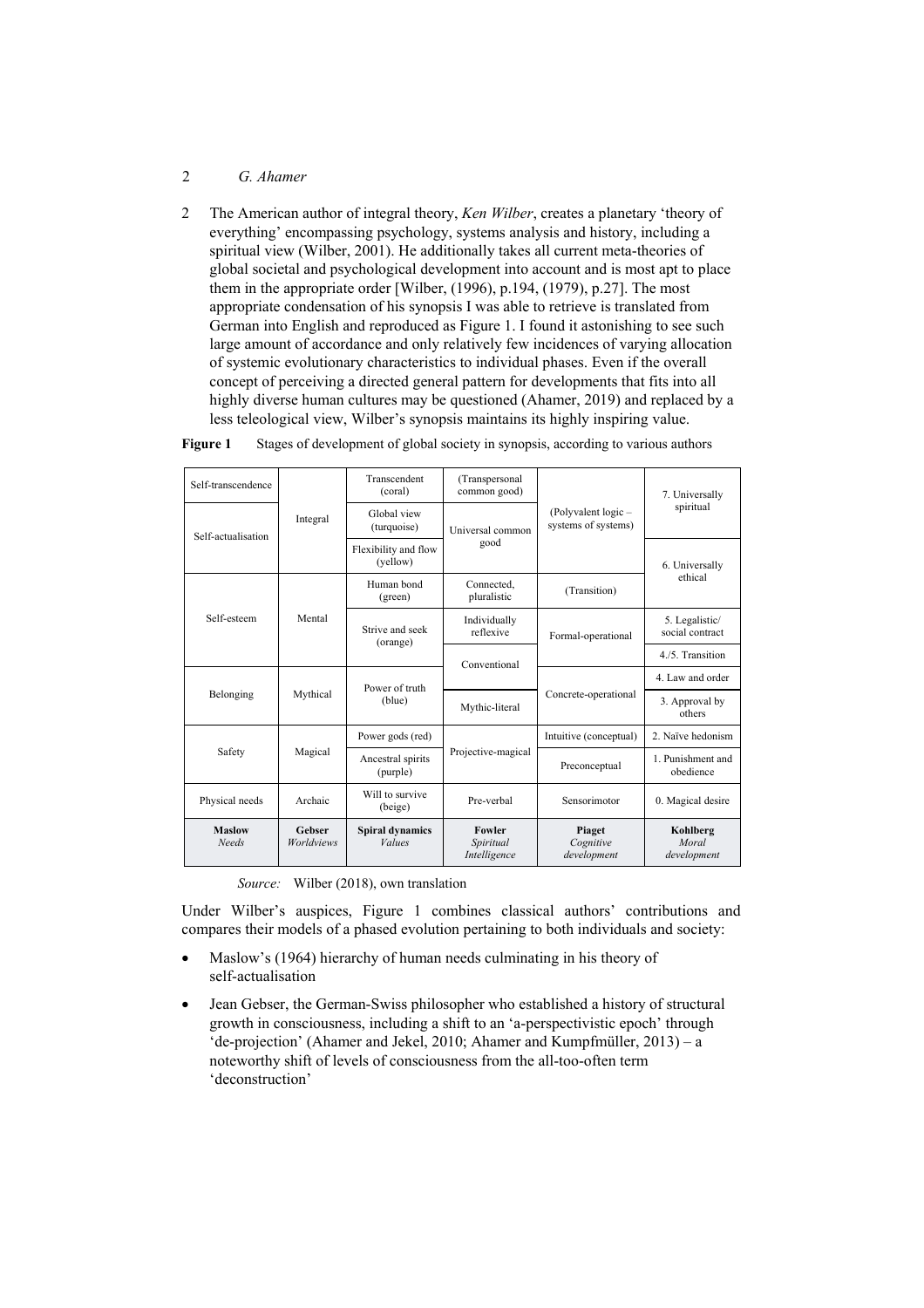2 The American author of integral theory, *Ken Wilber*, creates a planetary 'theory of everything' encompassing psychology, systems analysis and history, including a spiritual view (Wilber, 2001). He additionally takes all current meta-theories of global societal and psychological development into account and is most apt to place them in the appropriate order [Wilber, (1996), p.194, (1979), p.27]. The most appropriate condensation of his synopsis I was able to retrieve is translated from German into English and reproduced as Figure 1. I found it astonishing to see such large amount of accordance and only relatively few incidences of varying allocation of systemic evolutionary characteristics to individual phases. Even if the overall concept of perceiving a directed general pattern for developments that fits into all highly diverse human cultures may be questioned (Ahamer, 2019) and replaced by a less teleological view, Wilber's synopsis maintains its highly inspiring value.

**Figure 1** Stages of development of global society in synopsis, according to various authors

| **Maslow** *Needs* | **Gebser** *Worldviews* | **Spiral dynamics** *Values* | **Fowler** *Spiritual Intelligence* | **Piaget** *Cognitive development* | **Kohlberg** *Moral development* |
|---|---|---|---|---|---|
| Self-transcendence | Integral | Transcendent (coral) | (Transpersonal common good) | (Polyvalent logic – systems of systems) | 7. Universally spiritual |
| Self-actualisation | Integral | Global view (turquoise) | Universal common good | (Polyvalent logic – systems of systems) | 7. Universally spiritual |
| Self-actualisation | Integral | Flexibility and flow (yellow) | Universal common good | (Polyvalent logic – systems of systems) | 6. Universally ethical |
| Self-esteem | Mental | Human bond (green) | Connected, pluralistic | (Transition) | 6. Universally ethical |
| Self-esteem | Mental | Strive and seek (orange) | Individually reflexive | Formal-operational | 5. Legalistic/ social contract |
| Self-esteem | Mental | Strive and seek (orange) | Conventional | Formal-operational | 4./5. Transition |
| Belonging | Mythical | Power of truth (blue) | Conventional | Concrete-operational | 4. Law and order |
| Belonging | Mythical | Power of truth (blue) | Mythic-literal | Concrete-operational | 3. Approval by others |
| Safety | Magical | Power gods (red) | Projective-magical | Intuitive (conceptual) | 2. Naïve hedonism |
| Safety | Magical | Ancestral spirits (purple) | Projective-magical | Preconceptual | 1. Punishment and obedience |
| Physical needs | Archaic | Will to survive (beige) | Pre-verbal | Sensorimotor | 0. Magical desire |

*Source:* Wilber (2018), own translation

Under Wilber's auspices, Figure 1 combines classical authors' contributions and compares their models of a phased evolution pertaining to both individuals and society:

- Maslow's (1964) hierarchy of human needs culminating in his theory of self-actualisation
- Jean Gebser, the German-Swiss philosopher who established a history of structural growth in consciousness, including a shift to an 'a-perspectivistic epoch' through 'de-projection' (Ahamer and Jekel, 2010; Ahamer and Kumpfmüller, 2013) – a noteworthy shift of levels of consciousness from the all-too-often term 'deconstruction'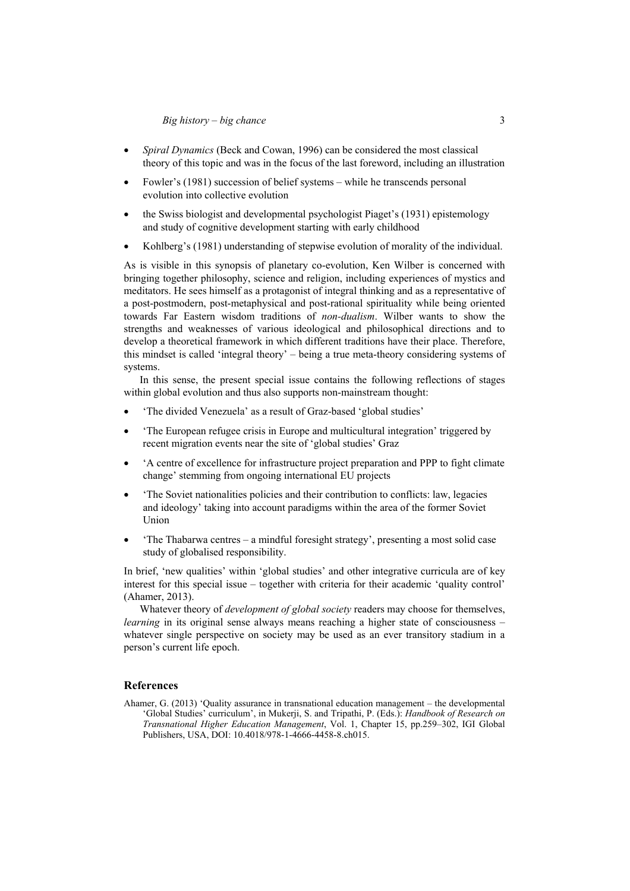- *Spiral Dynamics* (Beck and Cowan, 1996) can be considered the most classical theory of this topic and was in the focus of the last foreword, including an illustration
- Fowler's (1981) succession of belief systems – while he transcends personal evolution into collective evolution
- the Swiss biologist and developmental psychologist Piaget's (1931) epistemology and study of cognitive development starting with early childhood
- Kohlberg's (1981) understanding of stepwise evolution of morality of the individual.

As is visible in this synopsis of planetary co-evolution, Ken Wilber is concerned with bringing together philosophy, science and religion, including experiences of mystics and meditators. He sees himself as a protagonist of integral thinking and as a representative of a post-postmodern, post-metaphysical and post-rational spirituality while being oriented towards Far Eastern wisdom traditions of *non-dualism*. Wilber wants to show the strengths and weaknesses of various ideological and philosophical directions and to develop a theoretical framework in which different traditions have their place. Therefore, this mindset is called 'integral theory' – being a true meta-theory considering systems of systems.

In this sense, the present special issue contains the following reflections of stages within global evolution and thus also supports non-mainstream thought:

- 'The divided Venezuela' as a result of Graz-based 'global studies'
- 'The European refugee crisis in Europe and multicultural integration' triggered by recent migration events near the site of 'global studies' Graz
- 'A centre of excellence for infrastructure project preparation and PPP to fight climate change' stemming from ongoing international EU projects
- 'The Soviet nationalities policies and their contribution to conflicts: law, legacies and ideology' taking into account paradigms within the area of the former Soviet Union
- 'The Thabarwa centres – a mindful foresight strategy', presenting a most solid case study of globalised responsibility.

In brief, 'new qualities' within 'global studies' and other integrative curricula are of key interest for this special issue – together with criteria for their academic 'quality control' (Ahamer, 2013).

Whatever theory of *development of global society* readers may choose for themselves, *learning* in its original sense always means reaching a higher state of consciousness – whatever single perspective on society may be used as an ever transitory stadium in a person's current life epoch.

## References

Ahamer, G. (2013) 'Quality assurance in transnational education management – the developmental 'Global Studies' curriculum', in Mukerji, S. and Tripathi, P. (Eds.): *Handbook of Research on Transnational Higher Education Management*, Vol. 1, Chapter 15, pp.259–302, IGI Global Publishers, USA, DOI: 10.4018/978-1-4666-4458-8.ch015.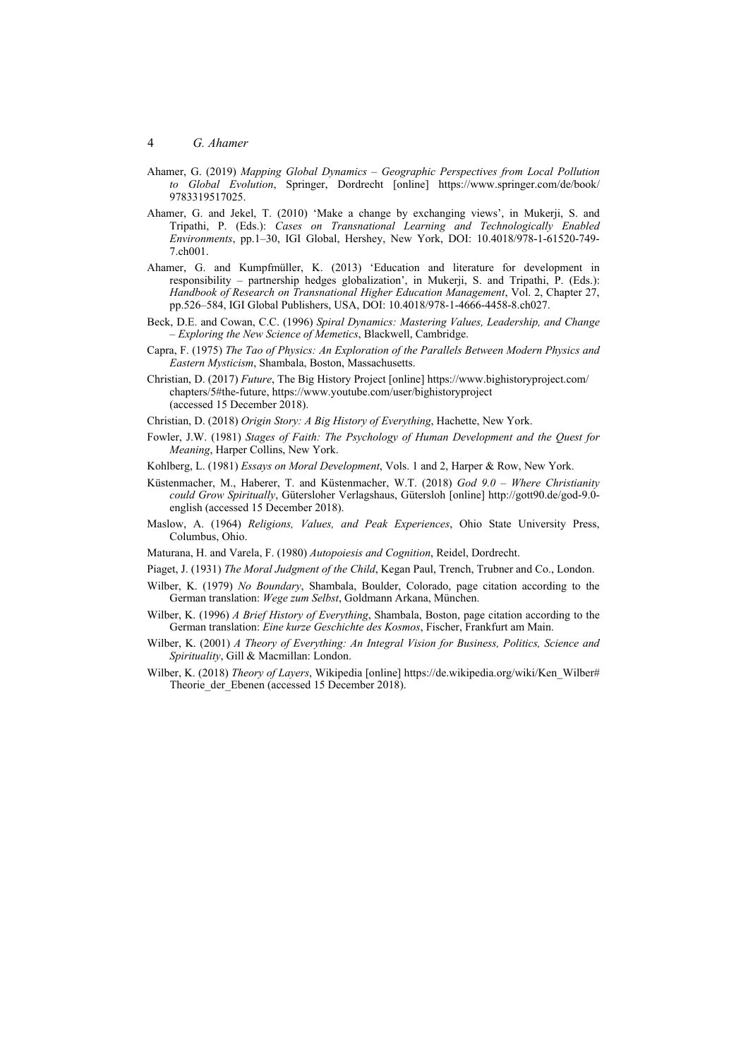Ahamer, G. (2019) *Mapping Global Dynamics – Geographic Perspectives from Local Pollution to Global Evolution*, Springer, Dordrecht [online] https://www.springer.com/de/book/9783319517025.

Ahamer, G. and Jekel, T. (2010) 'Make a change by exchanging views', in Mukerji, S. and Tripathi, P. (Eds.): *Cases on Transnational Learning and Technologically Enabled Environments*, pp.1–30, IGI Global, Hershey, New York, DOI: 10.4018/978-1-61520-749-7.ch001.

Ahamer, G. and Kumpfmüller, K. (2013) 'Education and literature for development in responsibility – partnership hedges globalization', in Mukerji, S. and Tripathi, P. (Eds.): *Handbook of Research on Transnational Higher Education Management*, Vol. 2, Chapter 27, pp.526–584, IGI Global Publishers, USA, DOI: 10.4018/978-1-4666-4458-8.ch027.

Beck, D.E. and Cowan, C.C. (1996) *Spiral Dynamics: Mastering Values, Leadership, and Change – Exploring the New Science of Memetics*, Blackwell, Cambridge.

Capra, F. (1975) *The Tao of Physics: An Exploration of the Parallels Between Modern Physics and Eastern Mysticism*, Shambala, Boston, Massachusetts.

Christian, D. (2017) *Future*, The Big History Project [online] https://www.bighistoryproject.com/chapters/5#the-future, https://www.youtube.com/user/bighistoryproject (accessed 15 December 2018).

Christian, D. (2018) *Origin Story: A Big History of Everything*, Hachette, New York.

Fowler, J.W. (1981) *Stages of Faith: The Psychology of Human Development and the Quest for Meaning*, Harper Collins, New York.

Kohlberg, L. (1981) *Essays on Moral Development*, Vols. 1 and 2, Harper & Row, New York.

Küstenmacher, M., Haberer, T. and Küstenmacher, W.T. (2018) *God 9.0 – Where Christianity could Grow Spiritually*, Gütersloher Verlagshaus, Gütersloh [online] http://gott90.de/god-9.0-english (accessed 15 December 2018).

Maslow, A. (1964) *Religions, Values, and Peak Experiences*, Ohio State University Press, Columbus, Ohio.

Maturana, H. and Varela, F. (1980) *Autopoiesis and Cognition*, Reidel, Dordrecht.

Piaget, J. (1931) *The Moral Judgment of the Child*, Kegan Paul, Trench, Trubner and Co., London.

Wilber, K. (1979) *No Boundary*, Shambala, Boulder, Colorado, page citation according to the German translation: *Wege zum Selbst*, Goldmann Arkana, München.

Wilber, K. (1996) *A Brief History of Everything*, Shambala, Boston, page citation according to the German translation: *Eine kurze Geschichte des Kosmos*, Fischer, Frankfurt am Main.

Wilber, K. (2001) *A Theory of Everything: An Integral Vision for Business, Politics, Science and Spirituality*, Gill & Macmillan: London.

Wilber, K. (2018) *Theory of Layers*, Wikipedia [online] https://de.wikipedia.org/wiki/Ken_Wilber#Theorie_der_Ebenen (accessed 15 December 2018).